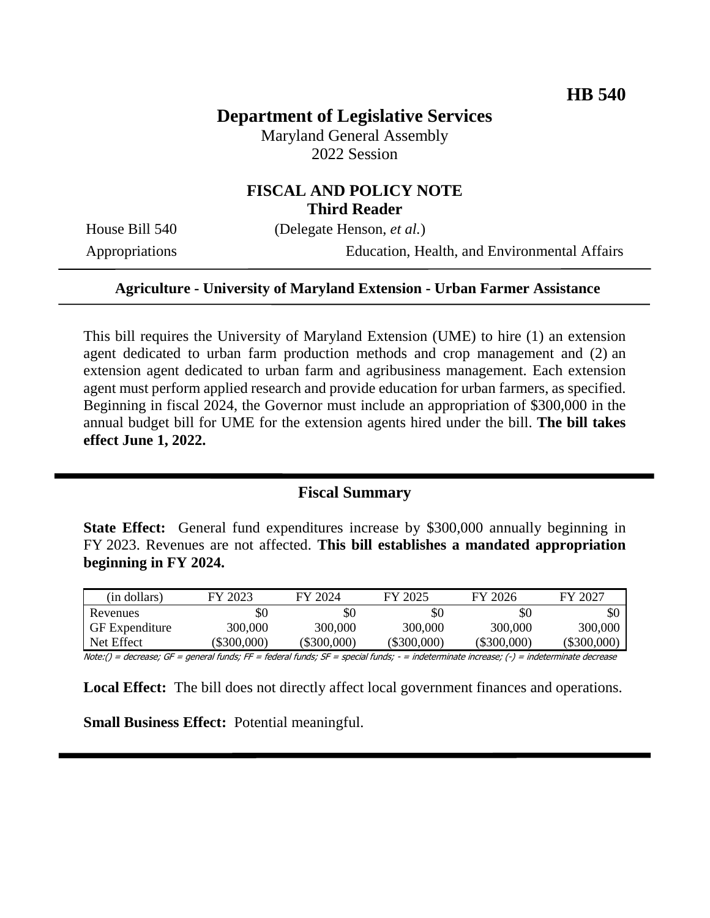**HB 540**

# Department of Legislative Services

Maryland General Assembly
2022 Session

## FISCAL AND POLICY NOTE
**Third Reader**

House Bill 540 (Delegate Henson, *et al.*)

Appropriations | Education, Health, and Environmental Affairs

---

**Agriculture - University of Maryland Extension - Urban Farmer Assistance**

---

This bill requires the University of Maryland Extension (UME) to hire (1) an extension agent dedicated to urban farm production methods and crop management and (2) an extension agent dedicated to urban farm and agribusiness management. Each extension agent must perform applied research and provide education for urban farmers, as specified. Beginning in fiscal 2024, the Governor must include an appropriation of $300,000 in the annual budget bill for UME for the extension agents hired under the bill. **The bill takes effect June 1, 2022.**

---

## Fiscal Summary

**State Effect:** General fund expenditures increase by $300,000 annually beginning in FY 2023. Revenues are not affected. **This bill establishes a mandated appropriation beginning in FY 2024.**

| (in dollars) | FY 2023 | FY 2024 | FY 2025 | FY 2026 | FY 2027 |
|---|---|---|---|---|---|
| Revenues | $0 | $0 | $0 | $0 | $0 |
| GF Expenditure | 300,000 | 300,000 | 300,000 | 300,000 | 300,000 |
| Net Effect | ($300,000) | ($300,000) | ($300,000) | ($300,000) | ($300,000) |

Note:() = decrease; GF = general funds; FF = federal funds; SF = special funds; - = indeterminate increase; (-) = indeterminate decrease

**Local Effect:** The bill does not directly affect local government finances and operations.

**Small Business Effect:** Potential meaningful.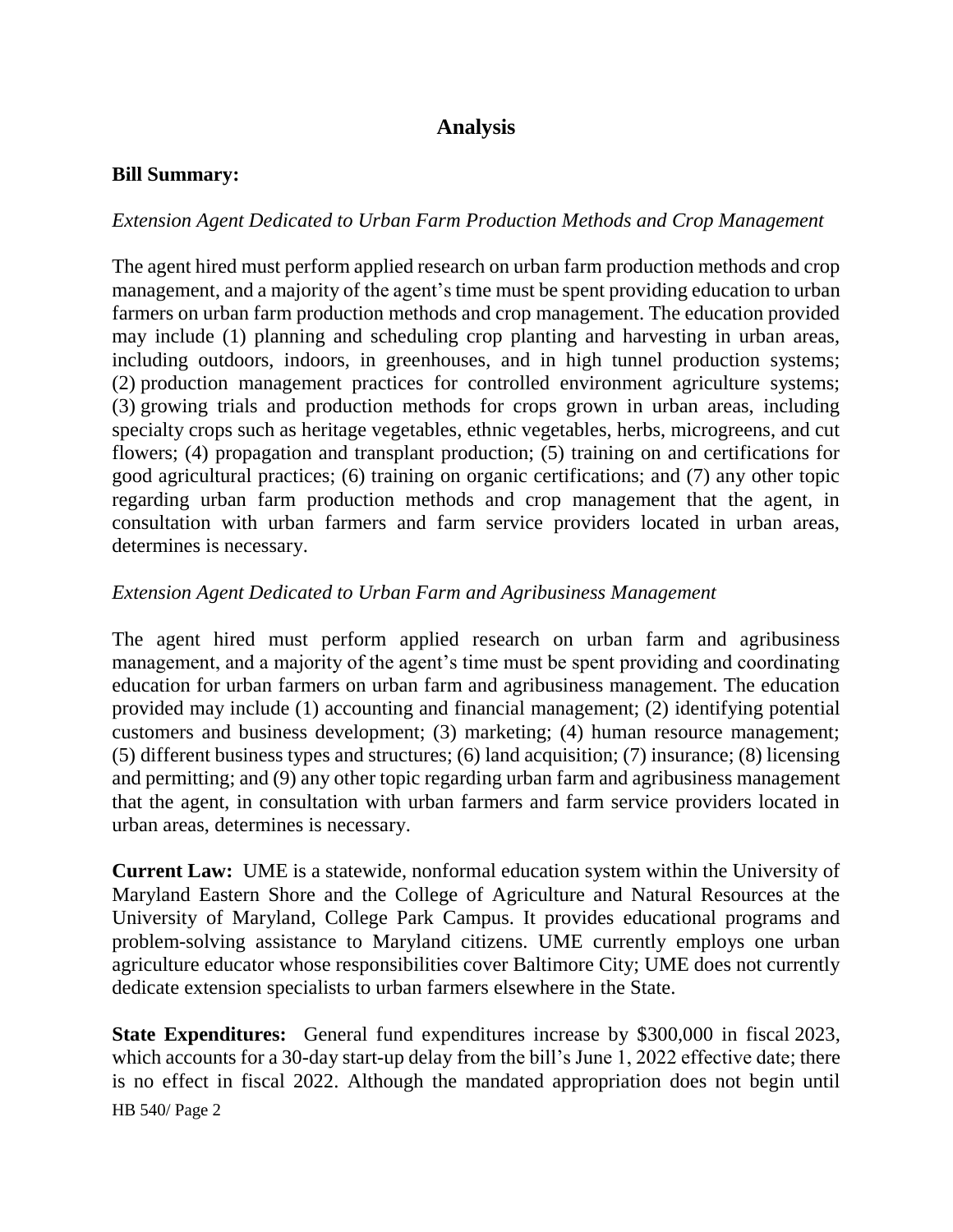## Analysis

**Bill Summary:**

*Extension Agent Dedicated to Urban Farm Production Methods and Crop Management*

The agent hired must perform applied research on urban farm production methods and crop management, and a majority of the agent's time must be spent providing education to urban farmers on urban farm production methods and crop management. The education provided may include (1) planning and scheduling crop planting and harvesting in urban areas, including outdoors, indoors, in greenhouses, and in high tunnel production systems; (2) production management practices for controlled environment agriculture systems; (3) growing trials and production methods for crops grown in urban areas, including specialty crops such as heritage vegetables, ethnic vegetables, herbs, microgreens, and cut flowers; (4) propagation and transplant production; (5) training on and certifications for good agricultural practices; (6) training on organic certifications; and (7) any other topic regarding urban farm production methods and crop management that the agent, in consultation with urban farmers and farm service providers located in urban areas, determines is necessary.

*Extension Agent Dedicated to Urban Farm and Agribusiness Management*

The agent hired must perform applied research on urban farm and agribusiness management, and a majority of the agent's time must be spent providing and coordinating education for urban farmers on urban farm and agribusiness management. The education provided may include (1) accounting and financial management; (2) identifying potential customers and business development; (3) marketing; (4) human resource management; (5) different business types and structures; (6) land acquisition; (7) insurance; (8) licensing and permitting; and (9) any other topic regarding urban farm and agribusiness management that the agent, in consultation with urban farmers and farm service providers located in urban areas, determines is necessary.

**Current Law:** UME is a statewide, nonformal education system within the University of Maryland Eastern Shore and the College of Agriculture and Natural Resources at the University of Maryland, College Park Campus. It provides educational programs and problem-solving assistance to Maryland citizens. UME currently employs one urban agriculture educator whose responsibilities cover Baltimore City; UME does not currently dedicate extension specialists to urban farmers elsewhere in the State.

**State Expenditures:** General fund expenditures increase by $300,000 in fiscal 2023, which accounts for a 30-day start-up delay from the bill's June 1, 2022 effective date; there is no effect in fiscal 2022. Although the mandated appropriation does not begin until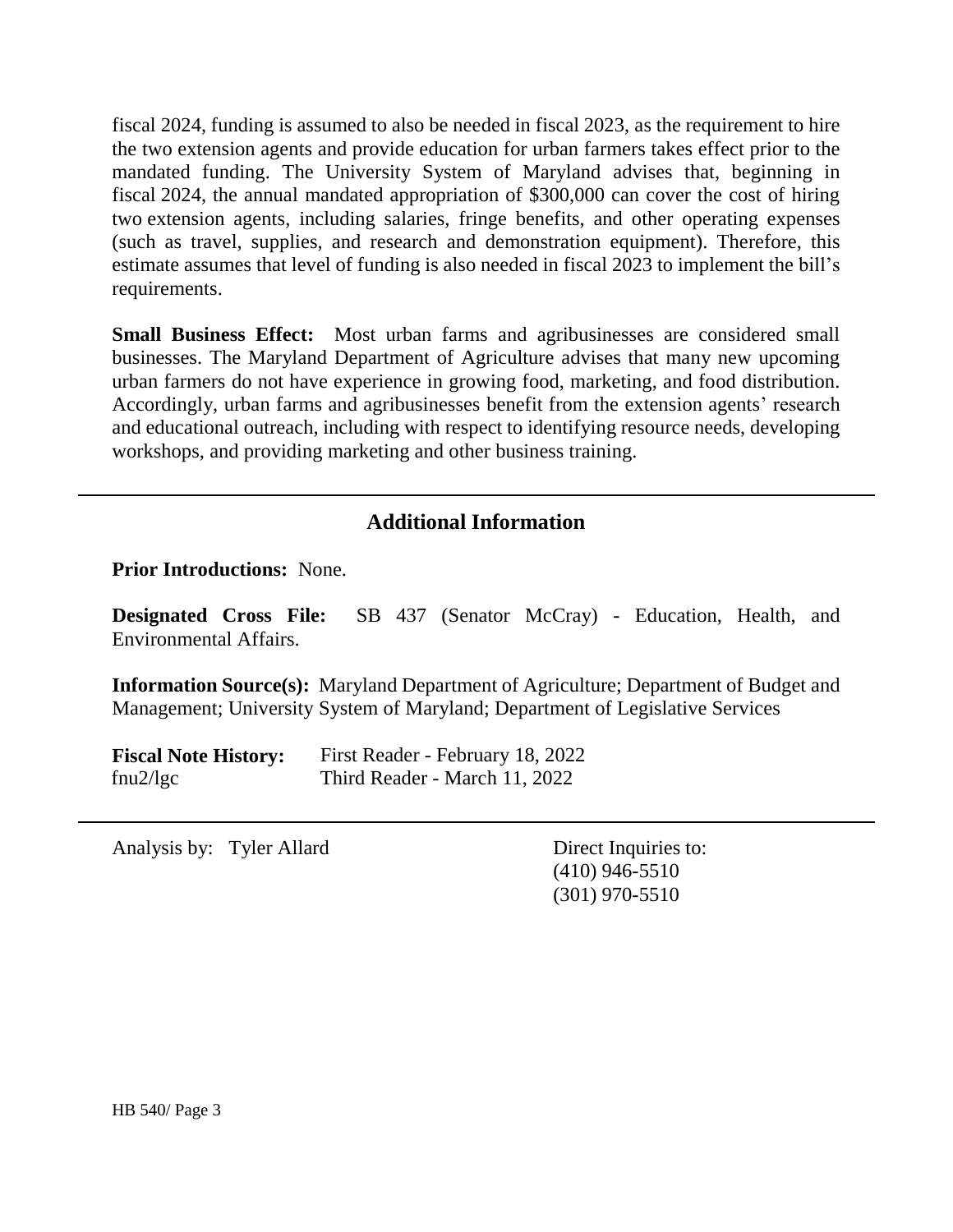fiscal 2024, funding is assumed to also be needed in fiscal 2023, as the requirement to hire the two extension agents and provide education for urban farmers takes effect prior to the mandated funding. The University System of Maryland advises that, beginning in fiscal 2024, the annual mandated appropriation of $300,000 can cover the cost of hiring two extension agents, including salaries, fringe benefits, and other operating expenses (such as travel, supplies, and research and demonstration equipment). Therefore, this estimate assumes that level of funding is also needed in fiscal 2023 to implement the bill's requirements.

**Small Business Effect:** Most urban farms and agribusinesses are considered small businesses. The Maryland Department of Agriculture advises that many new upcoming urban farmers do not have experience in growing food, marketing, and food distribution. Accordingly, urban farms and agribusinesses benefit from the extension agents' research and educational outreach, including with respect to identifying resource needs, developing workshops, and providing marketing and other business training.

---

## Additional Information

**Prior Introductions:** None.

**Designated Cross File:** SB 437 (Senator McCray) - Education, Health, and Environmental Affairs.

**Information Source(s):** Maryland Department of Agriculture; Department of Budget and Management; University System of Maryland; Department of Legislative Services

**Fiscal Note History:** First Reader - February 18, 2022
fnu2/lgc Third Reader - March 11, 2022

---

Analysis by: Tyler Allard

Direct Inquiries to:
(410) 946-5510
(301) 970-5510